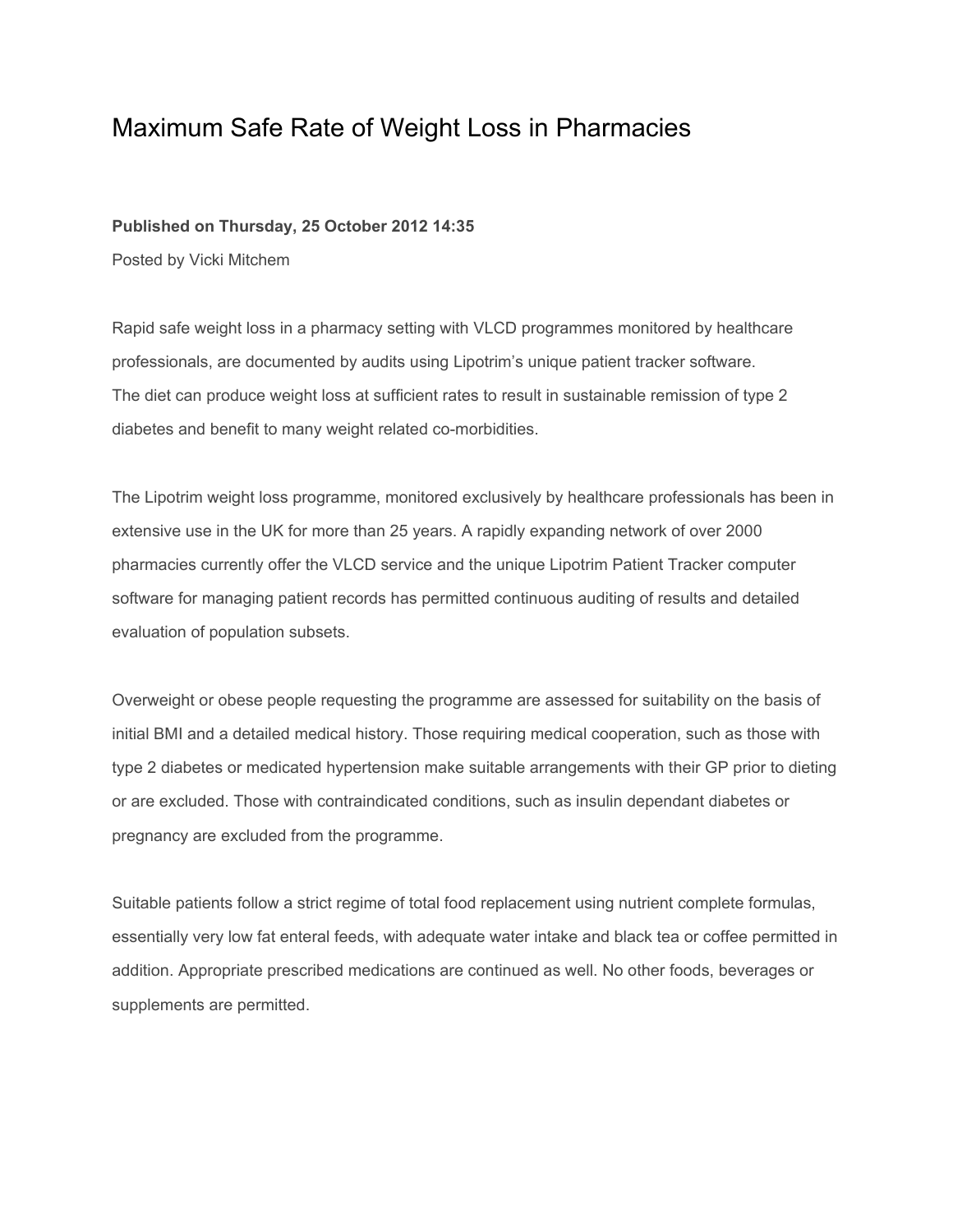# Maximum Safe Rate of Weight Loss in Pharmacies

**Published on Thursday, 25 October 2012 14:35**

Posted by Vicki Mitchem

Rapid safe weight loss in a pharmacy setting with VLCD programmes monitored by healthcare professionals, are documented by audits using Lipotrim's unique patient tracker software. The diet can produce weight loss at sufficient rates to result in sustainable remission of type 2 diabetes and benefit to many weight related co-morbidities.

The Lipotrim weight loss programme, monitored exclusively by healthcare professionals has been in extensive use in the UK for more than 25 years. A rapidly expanding network of over 2000 pharmacies currently offer the VLCD service and the unique Lipotrim Patient Tracker computer software for managing patient records has permitted continuous auditing of results and detailed evaluation of population subsets.

Overweight or obese people requesting the programme are assessed for suitability on the basis of initial BMI and a detailed medical history. Those requiring medical cooperation, such as those with type 2 diabetes or medicated hypertension make suitable arrangements with their GP prior to dieting or are excluded. Those with contraindicated conditions, such as insulin dependant diabetes or pregnancy are excluded from the programme.

Suitable patients follow a strict regime of total food replacement using nutrient complete formulas, essentially very low fat enteral feeds, with adequate water intake and black tea or coffee permitted in addition. Appropriate prescribed medications are continued as well. No other foods, beverages or supplements are permitted.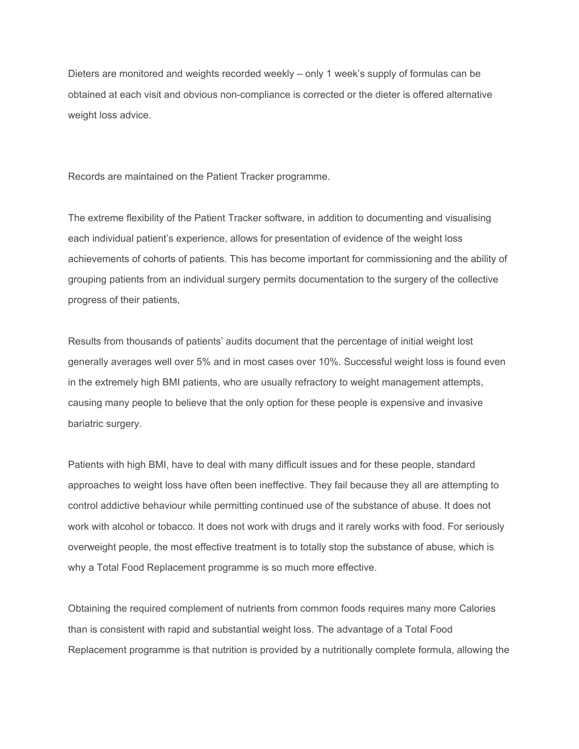Dieters are monitored and weights recorded weekly – only 1 week's supply of formulas can be obtained at each visit and obvious non-compliance is corrected or the dieter is offered alternative weight loss advice.

Records are maintained on the Patient Tracker programme.

The extreme flexibility of the Patient Tracker software, in addition to documenting and visualising each individual patient's experience, allows for presentation of evidence of the weight loss achievements of cohorts of patients. This has become important for commissioning and the ability of grouping patients from an individual surgery permits documentation to the surgery of the collective progress of their patients,

Results from thousands of patients' audits document that the percentage of initial weight lost generally averages well over 5% and in most cases over 10%. Successful weight loss is found even in the extremely high BMI patients, who are usually refractory to weight management attempts, causing many people to believe that the only option for these people is expensive and invasive bariatric surgery.

Patients with high BMI, have to deal with many difficult issues and for these people, standard approaches to weight loss have often been ineffective. They fail because they all are attempting to control addictive behaviour while permitting continued use of the substance of abuse. It does not work with alcohol or tobacco. It does not work with drugs and it rarely works with food. For seriously overweight people, the most effective treatment is to totally stop the substance of abuse, which is why a Total Food Replacement programme is so much more effective.

Obtaining the required complement of nutrients from common foods requires many more Calories than is consistent with rapid and substantial weight loss. The advantage of a Total Food Replacement programme is that nutrition is provided by a nutritionally complete formula, allowing the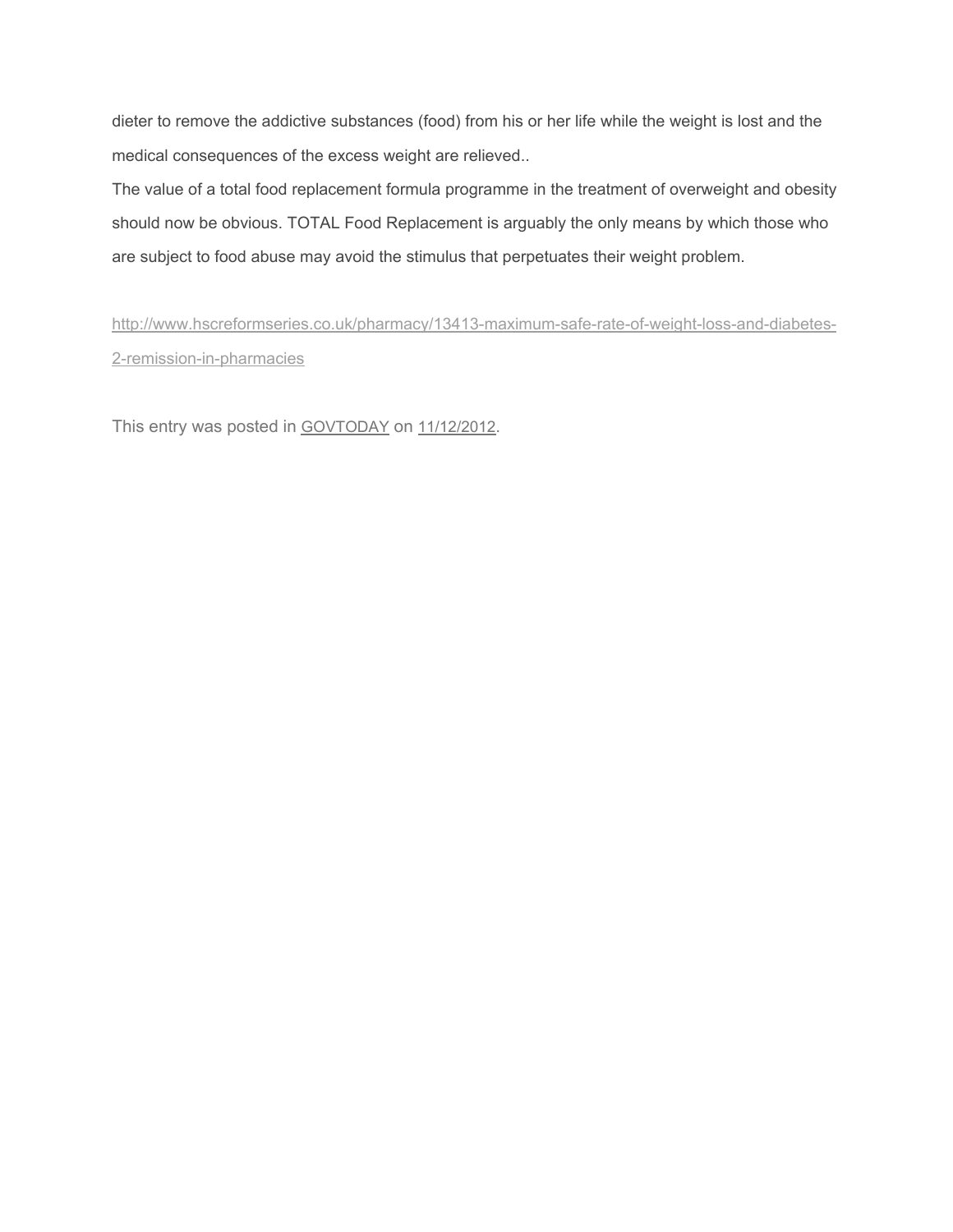dieter to remove the addictive substances (food) from his or her life while the weight is lost and the medical consequences of the excess weight are relieved..

The value of a total food replacement formula programme in the treatment of overweight and obesity should now be obvious. TOTAL Food Replacement is arguably the only means by which those who are subject to food abuse may avoid the stimulus that perpetuates their weight problem.

http://www.hscreformseries.co.uk/pharmacy/13413-maximum-safe-rate-of-weight-loss-and-diabetes-2-remission-in-pharmacies

This entry was posted in GOVTODAY on 11/12/2012.